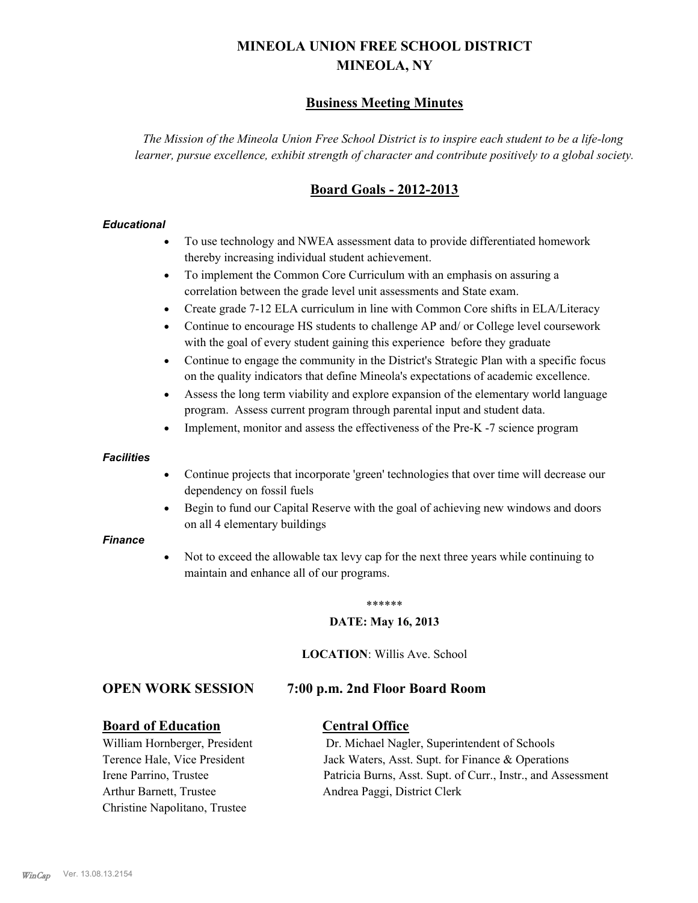# MINEOLA UNION FREE SCHOOL DISTRICT
# MINEOLA, NY

## Business Meeting Minutes

*The Mission of the Mineola Union Free School District is to inspire each student to be a life-long learner, pursue excellence, exhibit strength of character and contribute positively to a global society.*

## Board Goals - 2012-2013

***Educational***

- To use technology and NWEA assessment data to provide differentiated homework thereby increasing individual student achievement.
- To implement the Common Core Curriculum with an emphasis on assuring a correlation between the grade level unit assessments and State exam.
- Create grade 7-12 ELA curriculum in line with Common Core shifts in ELA/Literacy
- Continue to encourage HS students to challenge AP and/ or College level coursework with the goal of every student gaining this experience before they graduate
- Continue to engage the community in the District's Strategic Plan with a specific focus on the quality indicators that define Mineola's expectations of academic excellence.
- Assess the long term viability and explore expansion of the elementary world language program. Assess current program through parental input and student data.
- Implement, monitor and assess the effectiveness of the Pre-K -7 science program

***Facilities***

- Continue projects that incorporate 'green' technologies that over time will decrease our dependency on fossil fuels
- Begin to fund our Capital Reserve with the goal of achieving new windows and doors on all 4 elementary buildings

***Finance***

- Not to exceed the allowable tax levy cap for the next three years while continuing to maintain and enhance all of our programs.

******

**DATE: May 16, 2013**

**LOCATION**: Willis Ave. School

### OPEN WORK SESSION 7:00 p.m. 2nd Floor Board Room

**Board of Education**

William Hornberger, President
Terence Hale, Vice President
Irene Parrino, Trustee
Arthur Barnett, Trustee
Christine Napolitano, Trustee

**Central Office**

Dr. Michael Nagler, Superintendent of Schools
Jack Waters, Asst. Supt. for Finance & Operations
Patricia Burns, Asst. Supt. of Curr., Instr., and Assessment
Andrea Paggi, District Clerk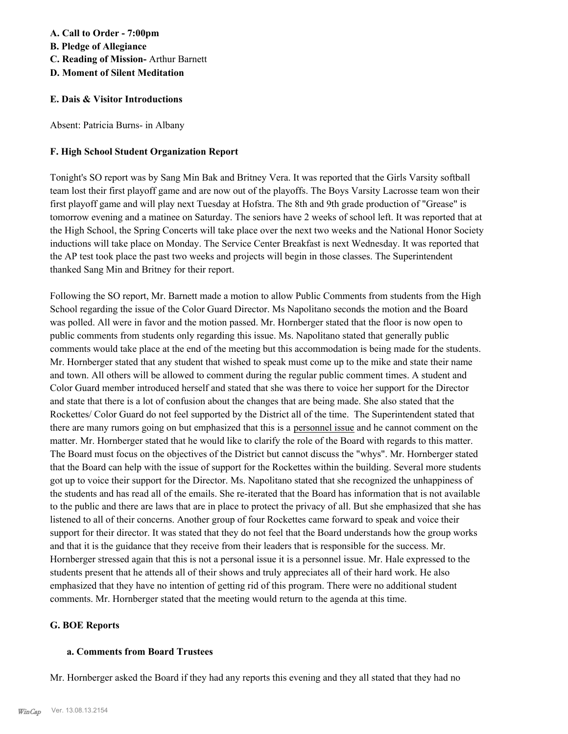**A. Call to Order - 7:00pm**

**B. Pledge of Allegiance**

**C. Reading of Mission-** Arthur Barnett

**D. Moment of Silent Meditation**

**E. Dais & Visitor Introductions**

Absent: Patricia Burns- in Albany

**F. High School Student Organization Report**

Tonight's SO report was by Sang Min Bak and Britney Vera. It was reported that the Girls Varsity softball team lost their first playoff game and are now out of the playoffs. The Boys Varsity Lacrosse team won their first playoff game and will play next Tuesday at Hofstra. The 8th and 9th grade production of "Grease" is tomorrow evening and a matinee on Saturday. The seniors have 2 weeks of school left. It was reported that at the High School, the Spring Concerts will take place over the next two weeks and the National Honor Society inductions will take place on Monday. The Service Center Breakfast is next Wednesday. It was reported that the AP test took place the past two weeks and projects will begin in those classes. The Superintendent thanked Sang Min and Britney for their report.

Following the SO report, Mr. Barnett made a motion to allow Public Comments from students from the High School regarding the issue of the Color Guard Director. Ms Napolitano seconds the motion and the Board was polled. All were in favor and the motion passed. Mr. Hornberger stated that the floor is now open to public comments from students only regarding this issue. Ms. Napolitano stated that generally public comments would take place at the end of the meeting but this accommodation is being made for the students. Mr. Hornberger stated that any student that wished to speak must come up to the mike and state their name and town. All others will be allowed to comment during the regular public comment times. A student and Color Guard member introduced herself and stated that she was there to voice her support for the Director and state that there is a lot of confusion about the changes that are being made. She also stated that the Rockettes/ Color Guard do not feel supported by the District all of the time. The Superintendent stated that there are many rumors going on but emphasized that this is a personnel issue and he cannot comment on the matter. Mr. Hornberger stated that he would like to clarify the role of the Board with regards to this matter. The Board must focus on the objectives of the District but cannot discuss the "whys". Mr. Hornberger stated that the Board can help with the issue of support for the Rockettes within the building. Several more students got up to voice their support for the Director. Ms. Napolitano stated that she recognized the unhappiness of the students and has read all of the emails. She re-iterated that the Board has information that is not available to the public and there are laws that are in place to protect the privacy of all. But she emphasized that she has listened to all of their concerns. Another group of four Rockettes came forward to speak and voice their support for their director. It was stated that they do not feel that the Board understands how the group works and that it is the guidance that they receive from their leaders that is responsible for the success. Mr. Hornberger stressed again that this is not a personal issue it is a personnel issue. Mr. Hale expressed to the students present that he attends all of their shows and truly appreciates all of their hard work. He also emphasized that they have no intention of getting rid of this program. There were no additional student comments. Mr. Hornberger stated that the meeting would return to the agenda at this time.

**G. BOE Reports**

**a. Comments from Board Trustees**

Mr. Hornberger asked the Board if they had any reports this evening and they all stated that they had no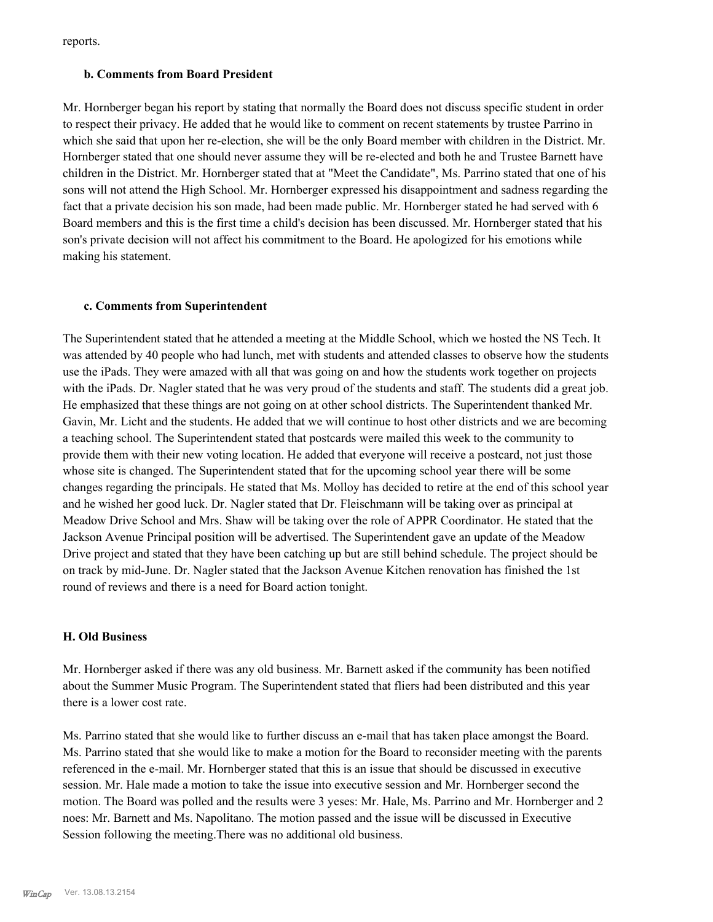reports.

### b. Comments from Board President

Mr. Hornberger began his report by stating that normally the Board does not discuss specific student in order to respect their privacy. He added that he would like to comment on recent statements by trustee Parrino in which she said that upon her re-election, she will be the only Board member with children in the District. Mr. Hornberger stated that one should never assume they will be re-elected and both he and Trustee Barnett have children in the District. Mr. Hornberger stated that at "Meet the Candidate", Ms. Parrino stated that one of his sons will not attend the High School. Mr. Hornberger expressed his disappointment and sadness regarding the fact that a private decision his son made, had been made public. Mr. Hornberger stated he had served with 6 Board members and this is the first time a child's decision has been discussed. Mr. Hornberger stated that his son's private decision will not affect his commitment to the Board. He apologized for his emotions while making his statement.

### c. Comments from Superintendent

The Superintendent stated that he attended a meeting at the Middle School, which we hosted the NS Tech. It was attended by 40 people who had lunch, met with students and attended classes to observe how the students use the iPads. They were amazed with all that was going on and how the students work together on projects with the iPads. Dr. Nagler stated that he was very proud of the students and staff. The students did a great job. He emphasized that these things are not going on at other school districts. The Superintendent thanked Mr. Gavin, Mr. Licht and the students. He added that we will continue to host other districts and we are becoming a teaching school. The Superintendent stated that postcards were mailed this week to the community to provide them with their new voting location. He added that everyone will receive a postcard, not just those whose site is changed. The Superintendent stated that for the upcoming school year there will be some changes regarding the principals. He stated that Ms. Molloy has decided to retire at the end of this school year and he wished her good luck. Dr. Nagler stated that Dr. Fleischmann will be taking over as principal at Meadow Drive School and Mrs. Shaw will be taking over the role of APPR Coordinator. He stated that the Jackson Avenue Principal position will be advertised. The Superintendent gave an update of the Meadow Drive project and stated that they have been catching up but are still behind schedule. The project should be on track by mid-June. Dr. Nagler stated that the Jackson Avenue Kitchen renovation has finished the 1st round of reviews and there is a need for Board action tonight.

## H. Old Business

Mr. Hornberger asked if there was any old business. Mr. Barnett asked if the community has been notified about the Summer Music Program. The Superintendent stated that fliers had been distributed and this year there is a lower cost rate.

Ms. Parrino stated that she would like to further discuss an e-mail that has taken place amongst the Board. Ms. Parrino stated that she would like to make a motion for the Board to reconsider meeting with the parents referenced in the e-mail. Mr. Hornberger stated that this is an issue that should be discussed in executive session. Mr. Hale made a motion to take the issue into executive session and Mr. Hornberger second the motion. The Board was polled and the results were 3 yeses: Mr. Hale, Ms. Parrino and Mr. Hornberger and 2 noes: Mr. Barnett and Ms. Napolitano. The motion passed and the issue will be discussed in Executive Session following the meeting.There was no additional old business.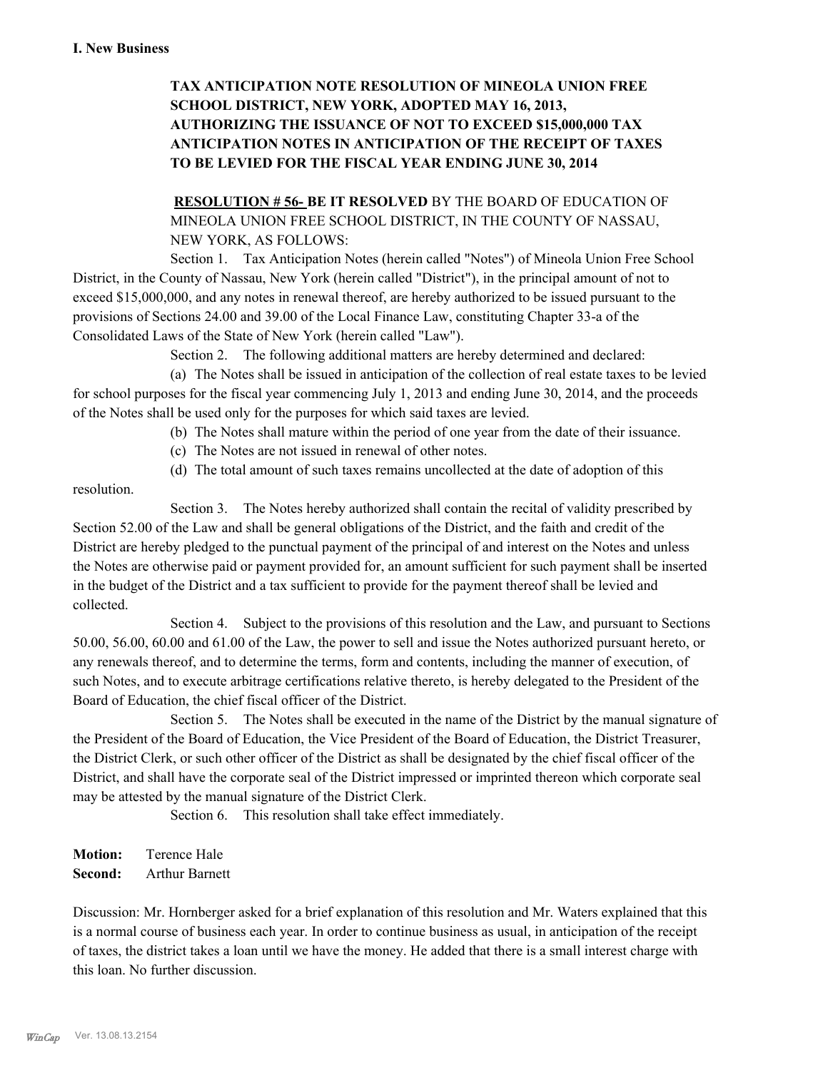**I. New Business**

**TAX ANTICIPATION NOTE RESOLUTION OF MINEOLA UNION FREE SCHOOL DISTRICT, NEW YORK, ADOPTED MAY 16, 2013, AUTHORIZING THE ISSUANCE OF NOT TO EXCEED $15,000,000 TAX ANTICIPATION NOTES IN ANTICIPATION OF THE RECEIPT OF TAXES TO BE LEVIED FOR THE FISCAL YEAR ENDING JUNE 30, 2014**

**RESOLUTION # 56- BE IT RESOLVED** BY THE BOARD OF EDUCATION OF MINEOLA UNION FREE SCHOOL DISTRICT, IN THE COUNTY OF NASSAU, NEW YORK, AS FOLLOWS:

Section 1. Tax Anticipation Notes (herein called "Notes") of Mineola Union Free School District, in the County of Nassau, New York (herein called "District"), in the principal amount of not to exceed $15,000,000, and any notes in renewal thereof, are hereby authorized to be issued pursuant to the provisions of Sections 24.00 and 39.00 of the Local Finance Law, constituting Chapter 33-a of the Consolidated Laws of the State of New York (herein called "Law").

Section 2. The following additional matters are hereby determined and declared:

(a) The Notes shall be issued in anticipation of the collection of real estate taxes to be levied for school purposes for the fiscal year commencing July 1, 2013 and ending June 30, 2014, and the proceeds of the Notes shall be used only for the purposes for which said taxes are levied.

(b) The Notes shall mature within the period of one year from the date of their issuance.

(c) The Notes are not issued in renewal of other notes.

(d) The total amount of such taxes remains uncollected at the date of adoption of this resolution.

Section 3. The Notes hereby authorized shall contain the recital of validity prescribed by Section 52.00 of the Law and shall be general obligations of the District, and the faith and credit of the District are hereby pledged to the punctual payment of the principal of and interest on the Notes and unless the Notes are otherwise paid or payment provided for, an amount sufficient for such payment shall be inserted in the budget of the District and a tax sufficient to provide for the payment thereof shall be levied and collected.

Section 4. Subject to the provisions of this resolution and the Law, and pursuant to Sections 50.00, 56.00, 60.00 and 61.00 of the Law, the power to sell and issue the Notes authorized pursuant hereto, or any renewals thereof, and to determine the terms, form and contents, including the manner of execution, of such Notes, and to execute arbitrage certifications relative thereto, is hereby delegated to the President of the Board of Education, the chief fiscal officer of the District.

Section 5. The Notes shall be executed in the name of the District by the manual signature of the President of the Board of Education, the Vice President of the Board of Education, the District Treasurer, the District Clerk, or such other officer of the District as shall be designated by the chief fiscal officer of the District, and shall have the corporate seal of the District impressed or imprinted thereon which corporate seal may be attested by the manual signature of the District Clerk.

Section 6. This resolution shall take effect immediately.

**Motion:** Terence Hale
**Second:** Arthur Barnett

Discussion: Mr. Hornberger asked for a brief explanation of this resolution and Mr. Waters explained that this is a normal course of business each year. In order to continue business as usual, in anticipation of the receipt of taxes, the district takes a loan until we have the money. He added that there is a small interest charge with this loan. No further discussion.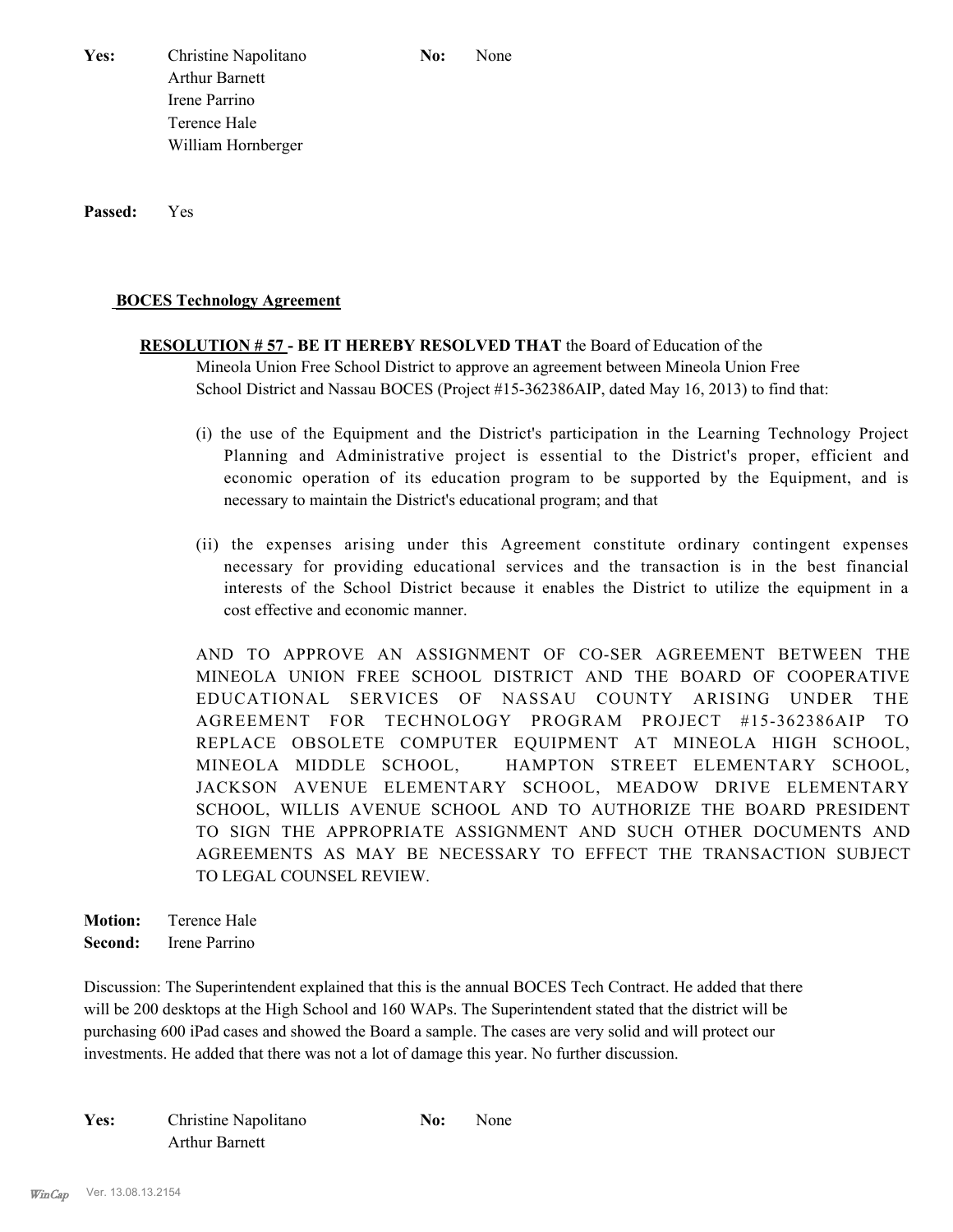**Yes:** Christine Napolitano
Arthur Barnett
Irene Parrino
Terence Hale
William Hornberger

**No:** None

**Passed:** Yes

**BOCES Technology Agreement**

**RESOLUTION # 57 - BE IT HEREBY RESOLVED THAT** the Board of Education of the Mineola Union Free School District to approve an agreement between Mineola Union Free School District and Nassau BOCES (Project #15-362386AIP, dated May 16, 2013) to find that:

(i) the use of the Equipment and the District's participation in the Learning Technology Project Planning and Administrative project is essential to the District's proper, efficient and economic operation of its education program to be supported by the Equipment, and is necessary to maintain the District's educational program; and that

(ii) the expenses arising under this Agreement constitute ordinary contingent expenses necessary for providing educational services and the transaction is in the best financial interests of the School District because it enables the District to utilize the equipment in a cost effective and economic manner.

AND TO APPROVE AN ASSIGNMENT OF CO-SER AGREEMENT BETWEEN THE MINEOLA UNION FREE SCHOOL DISTRICT AND THE BOARD OF COOPERATIVE EDUCATIONAL SERVICES OF NASSAU COUNTY ARISING UNDER THE AGREEMENT FOR TECHNOLOGY PROGRAM PROJECT #15-362386AIP TO REPLACE OBSOLETE COMPUTER EQUIPMENT AT MINEOLA HIGH SCHOOL, MINEOLA MIDDLE SCHOOL, HAMPTON STREET ELEMENTARY SCHOOL, JACKSON AVENUE ELEMENTARY SCHOOL, MEADOW DRIVE ELEMENTARY SCHOOL, WILLIS AVENUE SCHOOL AND TO AUTHORIZE THE BOARD PRESIDENT TO SIGN THE APPROPRIATE ASSIGNMENT AND SUCH OTHER DOCUMENTS AND AGREEMENTS AS MAY BE NECESSARY TO EFFECT THE TRANSACTION SUBJECT TO LEGAL COUNSEL REVIEW.

**Motion:** Terence Hale
**Second:** Irene Parrino

Discussion: The Superintendent explained that this is the annual BOCES Tech Contract. He added that there will be 200 desktops at the High School and 160 WAPs. The Superintendent stated that the district will be purchasing 600 iPad cases and showed the Board a sample. The cases are very solid and will protect our investments. He added that there was not a lot of damage this year. No further discussion.

**Yes:** Christine Napolitano
Arthur Barnett

**No:** None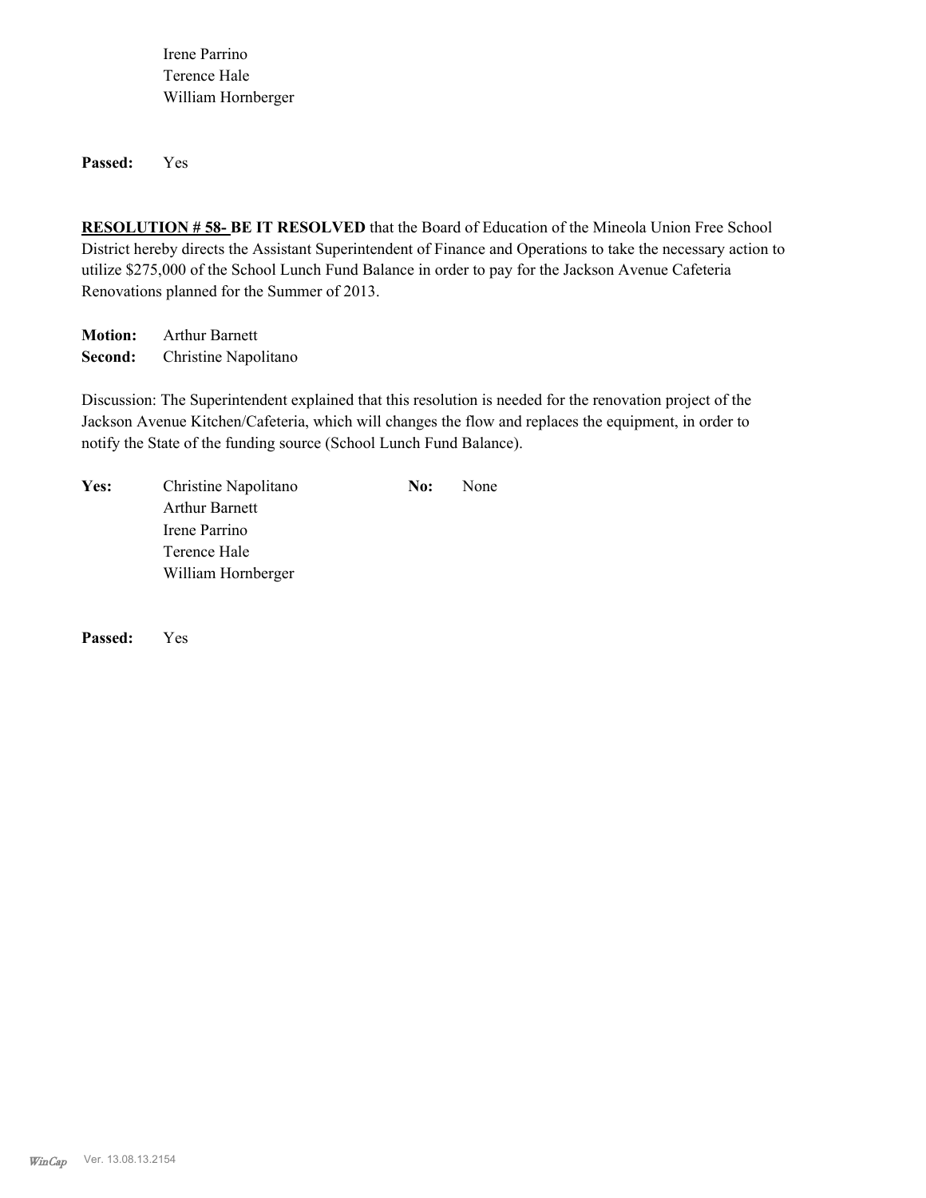Irene Parrino
Terence Hale
William Hornberger

**Passed:** Yes

**RESOLUTION # 58- BE IT RESOLVED** that the Board of Education of the Mineola Union Free School District hereby directs the Assistant Superintendent of Finance and Operations to take the necessary action to utilize $275,000 of the School Lunch Fund Balance in order to pay for the Jackson Avenue Cafeteria Renovations planned for the Summer of 2013.

**Motion:** Arthur Barnett
**Second:** Christine Napolitano

Discussion: The Superintendent explained that this resolution is needed for the renovation project of the Jackson Avenue Kitchen/Cafeteria, which will changes the flow and replaces the equipment, in order to notify the State of the funding source (School Lunch Fund Balance).

**Yes:** Christine Napolitano
Arthur Barnett
Irene Parrino
Terence Hale
William Hornberger

**No:** None

**Passed:** Yes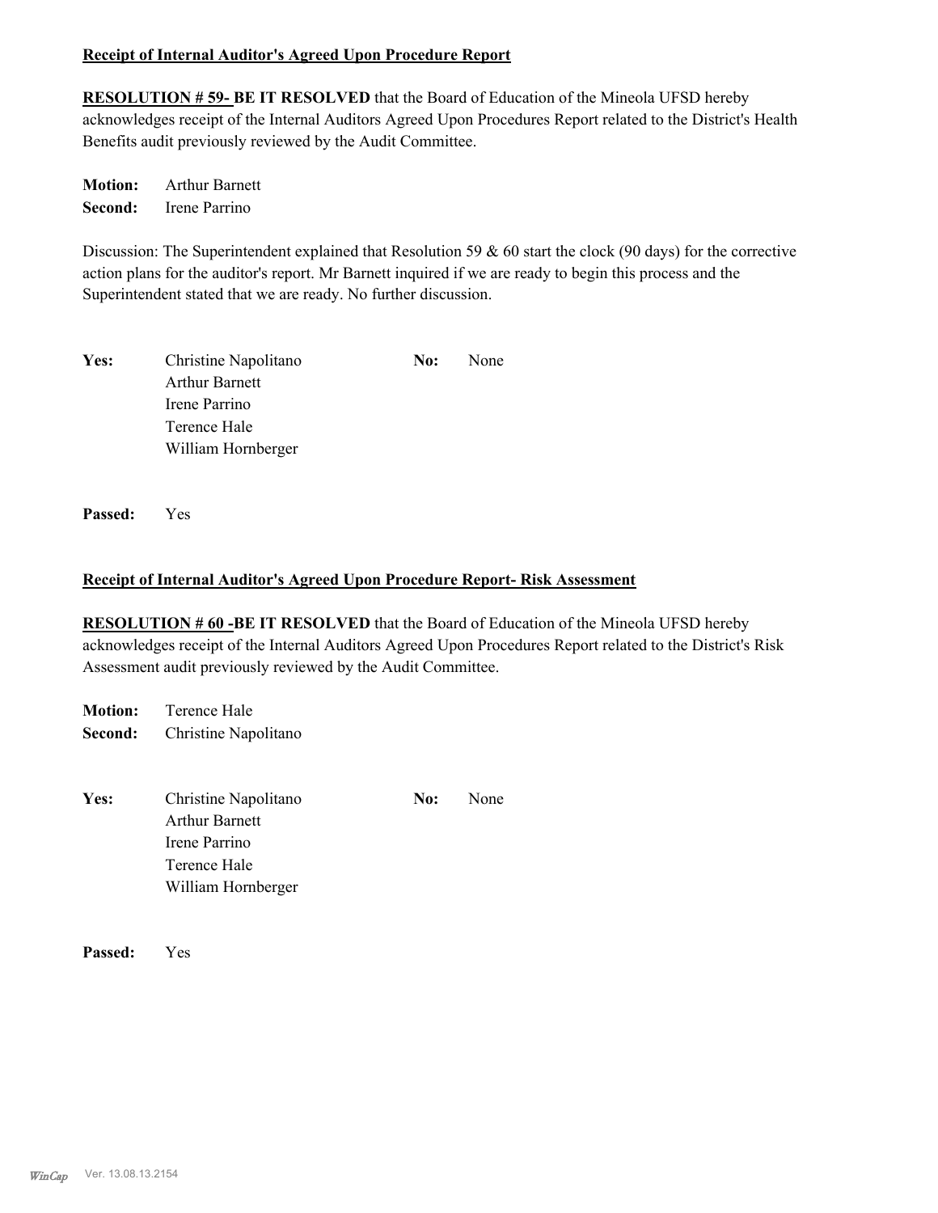**Receipt of Internal Auditor's Agreed Upon Procedure Report**

**RESOLUTION # 59- BE IT RESOLVED** that the Board of Education of the Mineola UFSD hereby acknowledges receipt of the Internal Auditors Agreed Upon Procedures Report related to the District's Health Benefits audit previously reviewed by the Audit Committee.

**Motion:** Arthur Barnett
**Second:** Irene Parrino

Discussion: The Superintendent explained that Resolution 59 & 60 start the clock (90 days) for the corrective action plans for the auditor's report. Mr Barnett inquired if we are ready to begin this process and the Superintendent stated that we are ready. No further discussion.

**Yes:** Christine Napolitano
Arthur Barnett
Irene Parrino
Terence Hale
William Hornberger

**No:** None

**Passed:** Yes

**Receipt of Internal Auditor's Agreed Upon Procedure Report- Risk Assessment**

**RESOLUTION # 60 -BE IT RESOLVED** that the Board of Education of the Mineola UFSD hereby acknowledges receipt of the Internal Auditors Agreed Upon Procedures Report related to the District's Risk Assessment audit previously reviewed by the Audit Committee.

**Motion:** Terence Hale
**Second:** Christine Napolitano

**Yes:** Christine Napolitano
Arthur Barnett
Irene Parrino
Terence Hale
William Hornberger

**No:** None

**Passed:** Yes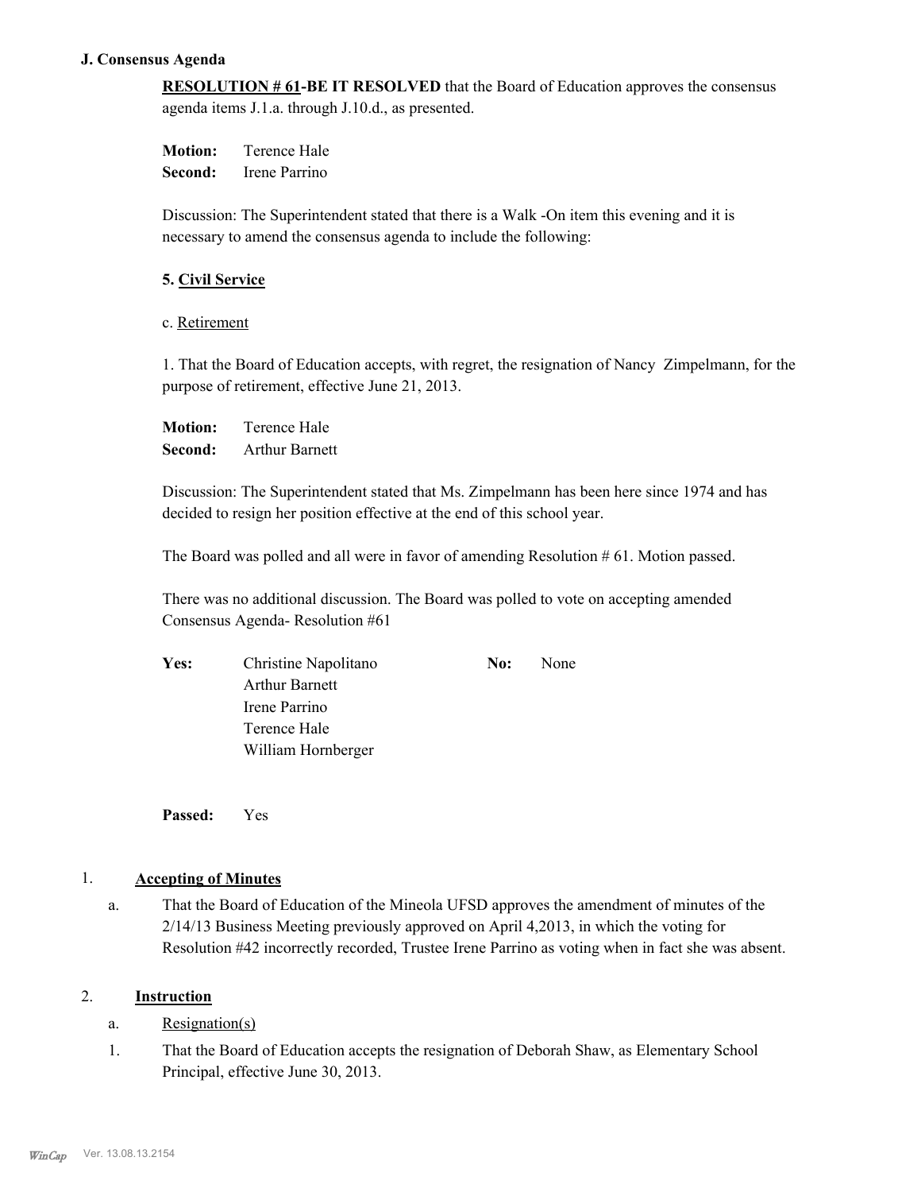**J. Consensus Agenda**

**RESOLUTION # 61-BE IT RESOLVED** that the Board of Education approves the consensus agenda items J.1.a. through J.10.d., as presented.

**Motion:** Terence Hale
**Second:** Irene Parrino

Discussion: The Superintendent stated that there is a Walk -On item this evening and it is necessary to amend the consensus agenda to include the following:

5. **Civil Service**

c. Retirement

1. That the Board of Education accepts, with regret, the resignation of Nancy Zimpelmann, for the purpose of retirement, effective June 21, 2013.

**Motion:** Terence Hale
**Second:** Arthur Barnett

Discussion: The Superintendent stated that Ms. Zimpelmann has been here since 1974 and has decided to resign her position effective at the end of this school year.

The Board was polled and all were in favor of amending Resolution # 61. Motion passed.

There was no additional discussion. The Board was polled to vote on accepting amended Consensus Agenda- Resolution #61

**Yes:** Christine Napolitano, Arthur Barnett, Irene Parrino, Terence Hale, William Hornberger
**No:** None

**Passed:** Yes

1. **Accepting of Minutes**

   a. That the Board of Education of the Mineola UFSD approves the amendment of minutes of the 2/14/13 Business Meeting previously approved on April 4,2013, in which the voting for Resolution #42 incorrectly recorded, Trustee Irene Parrino as voting when in fact she was absent.

2. **Instruction**

   a. Resignation(s)

   1. That the Board of Education accepts the resignation of Deborah Shaw, as Elementary School Principal, effective June 30, 2013.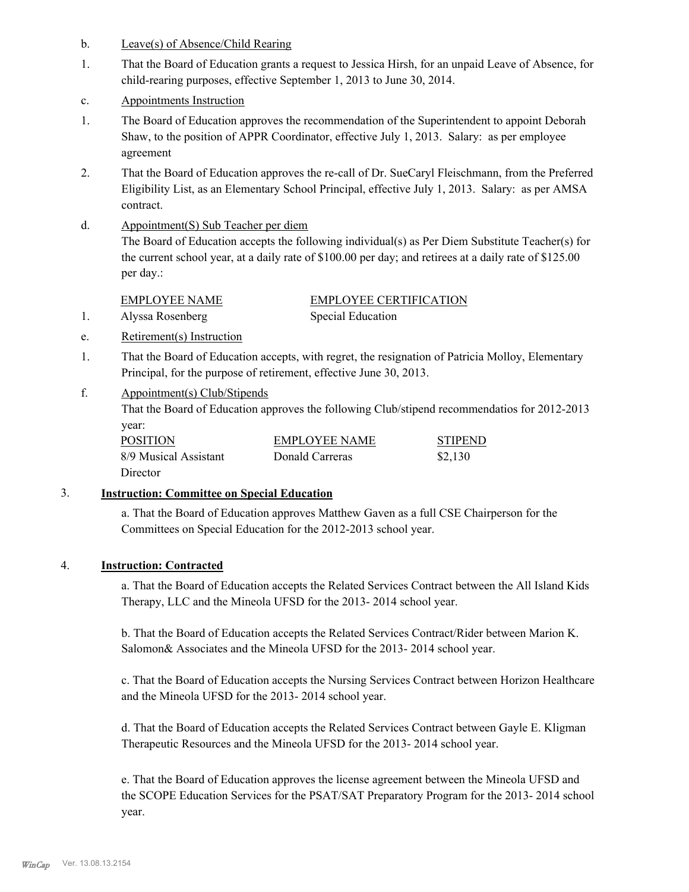b. Leave(s) of Absence/Child Rearing

1. That the Board of Education grants a request to Jessica Hirsh, for an unpaid Leave of Absence, for child-rearing purposes, effective September 1, 2013 to June 30, 2014.

c. Appointments Instruction

1. The Board of Education approves the recommendation of the Superintendent to appoint Deborah Shaw, to the position of APPR Coordinator, effective July 1, 2013. Salary: as per employee agreement

2. That the Board of Education approves the re-call of Dr. SueCaryl Fleischmann, from the Preferred Eligibility List, as an Elementary School Principal, effective July 1, 2013. Salary: as per AMSA contract.

d. Appointment(S) Sub Teacher per diem

The Board of Education accepts the following individual(s) as Per Diem Substitute Teacher(s) for the current school year, at a daily rate of $100.00 per day; and retirees at a daily rate of $125.00 per day.:

| | EMPLOYEE NAME | EMPLOYEE CERTIFICATION |
|---|---|---|
| 1. | Alyssa Rosenberg | Special Education |

e. Retirement(s) Instruction

1. That the Board of Education accepts, with regret, the resignation of Patricia Molloy, Elementary Principal, for the purpose of retirement, effective June 30, 2013.

f. Appointment(s) Club/Stipends

That the Board of Education approves the following Club/stipend recommendatios for 2012-2013 year:

| POSITION | EMPLOYEE NAME | STIPEND |
|---|---|---|
| 8/9 Musical Assistant Director | Donald Carreras | $2,130 |

## 3. Instruction: Committee on Special Education

a. That the Board of Education approves Matthew Gaven as a full CSE Chairperson for the Committees on Special Education for the 2012-2013 school year.

## 4. Instruction: Contracted

a. That the Board of Education accepts the Related Services Contract between the All Island Kids Therapy, LLC and the Mineola UFSD for the 2013- 2014 school year.

b. That the Board of Education accepts the Related Services Contract/Rider between Marion K. Salomon& Associates and the Mineola UFSD for the 2013- 2014 school year.

c. That the Board of Education accepts the Nursing Services Contract between Horizon Healthcare and the Mineola UFSD for the 2013- 2014 school year.

d. That the Board of Education accepts the Related Services Contract between Gayle E. Kligman Therapeutic Resources and the Mineola UFSD for the 2013- 2014 school year.

e. That the Board of Education approves the license agreement between the Mineola UFSD and the SCOPE Education Services for the PSAT/SAT Preparatory Program for the 2013- 2014 school year.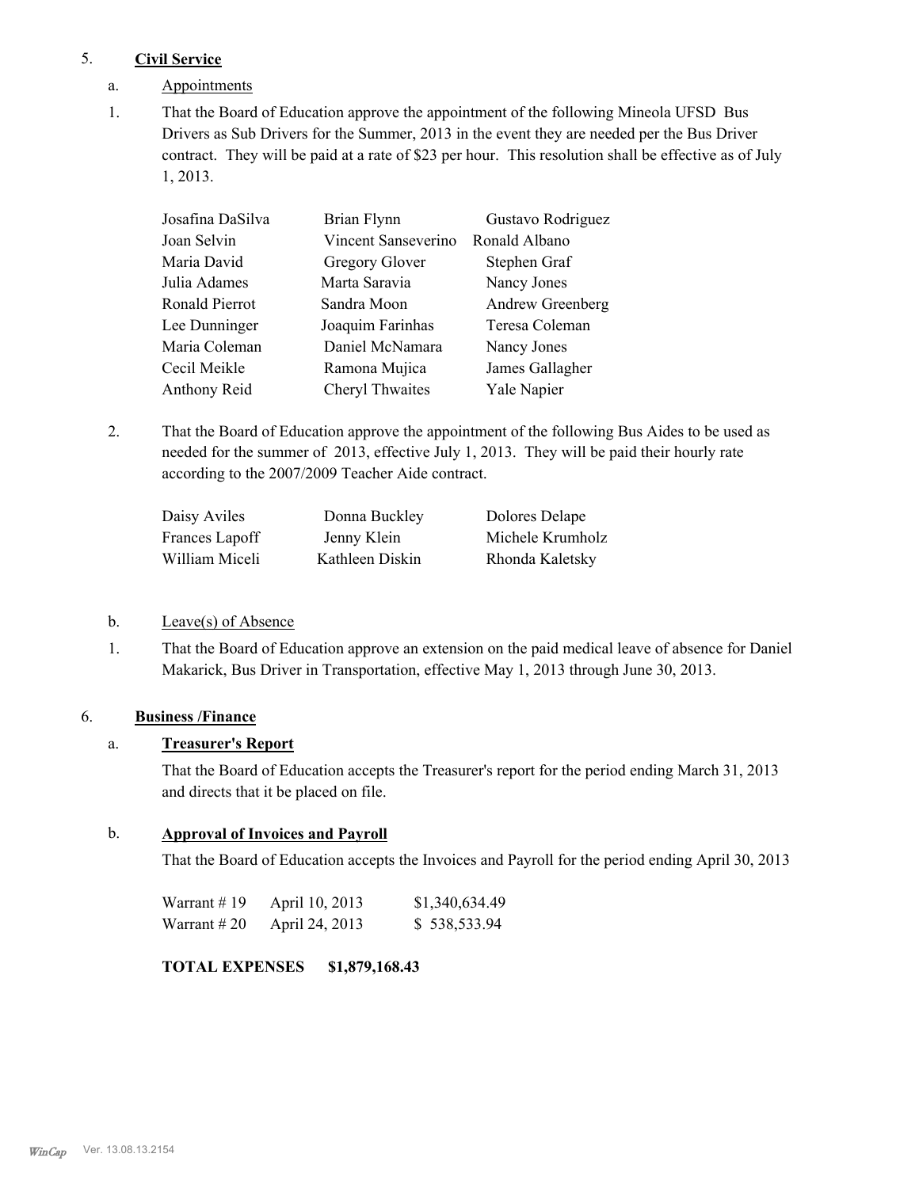5. **Civil Service**

a. Appointments

1. That the Board of Education approve the appointment of the following Mineola UFSD Bus Drivers as Sub Drivers for the Summer, 2013 in the event they are needed per the Bus Driver contract. They will be paid at a rate of $23 per hour. This resolution shall be effective as of July 1, 2013.

| | | |
|---|---|---|
| Josafina DaSilva | Brian Flynn | Gustavo Rodriguez |
| Joan Selvin | Vincent Sanseverino | Ronald Albano |
| Maria David | Gregory Glover | Stephen Graf |
| Julia Adames | Marta Saravia | Nancy Jones |
| Ronald Pierrot | Sandra Moon | Andrew Greenberg |
| Lee Dunninger | Joaquim Farinhas | Teresa Coleman |
| Maria Coleman | Daniel McNamara | Nancy Jones |
| Cecil Meikle | Ramona Mujica | James Gallagher |
| Anthony Reid | Cheryl Thwaites | Yale Napier |

2. That the Board of Education approve the appointment of the following Bus Aides to be used as needed for the summer of 2013, effective July 1, 2013. They will be paid their hourly rate according to the 2007/2009 Teacher Aide contract.

| | | |
|---|---|---|
| Daisy Aviles | Donna Buckley | Dolores Delape |
| Frances Lapoff | Jenny Klein | Michele Krumholz |
| William Miceli | Kathleen Diskin | Rhonda Kaletsky |

b. Leave(s) of Absence

1. That the Board of Education approve an extension on the paid medical leave of absence for Daniel Makarick, Bus Driver in Transportation, effective May 1, 2013 through June 30, 2013.

6. **Business /Finance**

a. **Treasurer's Report**

That the Board of Education accepts the Treasurer's report for the period ending March 31, 2013 and directs that it be placed on file.

b. **Approval of Invoices and Payroll**

That the Board of Education accepts the Invoices and Payroll for the period ending April 30, 2013

| | | |
|---|---|---|
| Warrant # 19 | April 10, 2013 | $1,340,634.49 |
| Warrant # 20 | April 24, 2013 | $ 538,533.94 |

**TOTAL EXPENSES $1,879,168.43**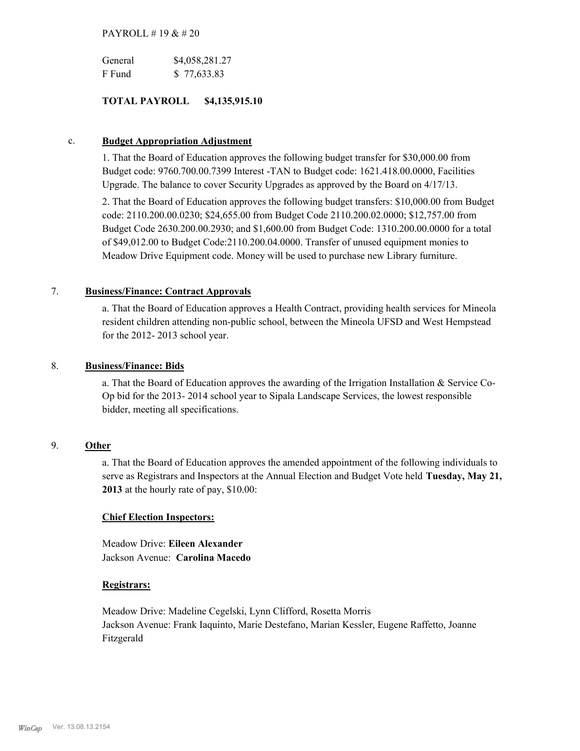PAYROLL # 19 & # 20

| | |
|---|---|
| General | $4,058,281.27 |
| F Fund | $ 77,633.83 |

**TOTAL PAYROLL $4,135,915.10**

c. **Budget Appropriation Adjustment**

1. That the Board of Education approves the following budget transfer for $30,000.00 from Budget code: 9760.700.00.7399 Interest -TAN to Budget code: 1621.418.00.0000, Facilities Upgrade. The balance to cover Security Upgrades as approved by the Board on 4/17/13.

2. That the Board of Education approves the following budget transfers: $10,000.00 from Budget code: 2110.200.00.0230; $24,655.00 from Budget Code 2110.200.02.0000; $12,757.00 from Budget Code 2630.200.00.2930; and $1,600.00 from Budget Code: 1310.200.00.0000 for a total of $49,012.00 to Budget Code:2110.200.04.0000. Transfer of unused equipment monies to Meadow Drive Equipment code. Money will be used to purchase new Library furniture.

7. **Business/Finance: Contract Approvals**

a. That the Board of Education approves a Health Contract, providing health services for Mineola resident children attending non-public school, between the Mineola UFSD and West Hempstead for the 2012- 2013 school year.

8. **Business/Finance: Bids**

a. That the Board of Education approves the awarding of the Irrigation Installation & Service Co-Op bid for the 2013- 2014 school year to Sipala Landscape Services, the lowest responsible bidder, meeting all specifications.

9. **Other**

a. That the Board of Education approves the amended appointment of the following individuals to serve as Registrars and Inspectors at the Annual Election and Budget Vote held **Tuesday, May 21, 2013** at the hourly rate of pay, $10.00:

**Chief Election Inspectors:**

Meadow Drive: **Eileen Alexander**
Jackson Avenue: **Carolina Macedo**

**Registrars:**

Meadow Drive: Madeline Cegelski, Lynn Clifford, Rosetta Morris
Jackson Avenue: Frank Iaquinto, Marie Destefano, Marian Kessler, Eugene Raffetto, Joanne Fitzgerald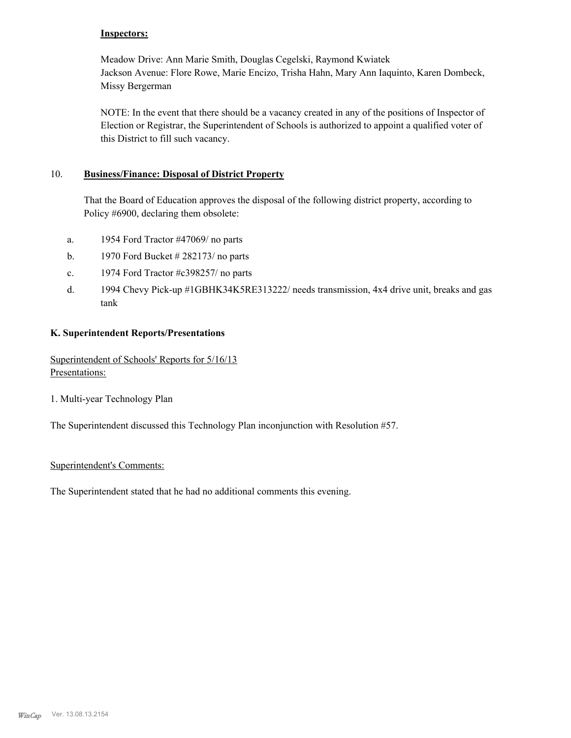**Inspectors:**

Meadow Drive: Ann Marie Smith, Douglas Cegelski, Raymond Kwiatek
Jackson Avenue: Flore Rowe, Marie Encizo, Trisha Hahn, Mary Ann Iaquinto, Karen Dombeck, Missy Bergerman

NOTE: In the event that there should be a vacancy created in any of the positions of Inspector of Election or Registrar, the Superintendent of Schools is authorized to appoint a qualified voter of this District to fill such vacancy.

10. **Business/Finance: Disposal of District Property**

That the Board of Education approves the disposal of the following district property, according to Policy #6900, declaring them obsolete:

a. 1954 Ford Tractor #47069/ no parts
b. 1970 Ford Bucket # 282173/ no parts
c. 1974 Ford Tractor #c398257/ no parts
d. 1994 Chevy Pick-up #1GBHK34K5RE313222/ needs transmission, 4x4 drive unit, breaks and gas tank

**K. Superintendent Reports/Presentations**

Superintendent of Schools' Reports for 5/16/13
Presentations:

1. Multi-year Technology Plan

The Superintendent discussed this Technology Plan inconjunction with Resolution #57.

Superintendent's Comments:

The Superintendent stated that he had no additional comments this evening.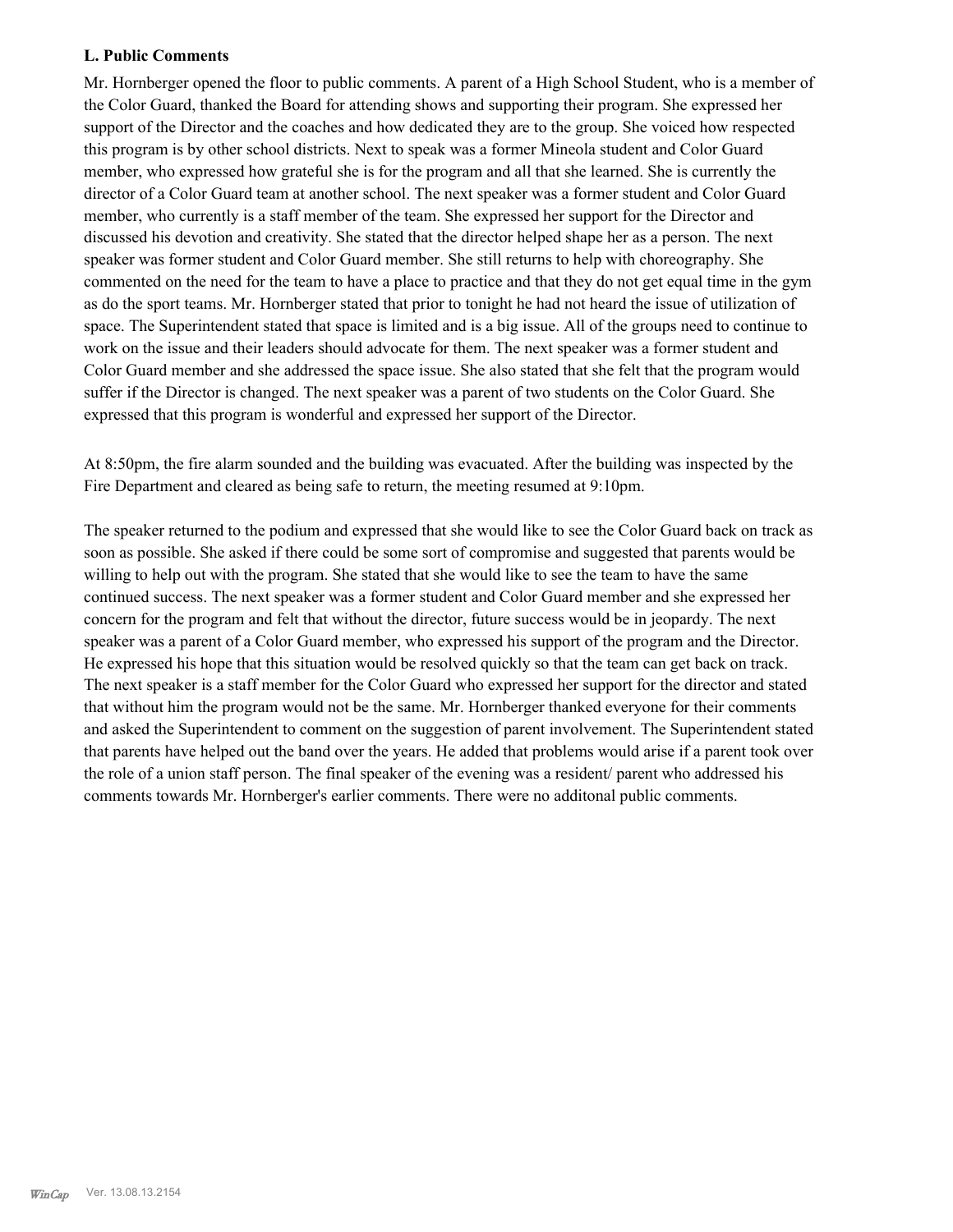### L. Public Comments

Mr. Hornberger opened the floor to public comments. A parent of a High School Student, who is a member of the Color Guard, thanked the Board for attending shows and supporting their program. She expressed her support of the Director and the coaches and how dedicated they are to the group. She voiced how respected this program is by other school districts. Next to speak was a former Mineola student and Color Guard member, who expressed how grateful she is for the program and all that she learned. She is currently the director of a Color Guard team at another school. The next speaker was a former student and Color Guard member, who currently is a staff member of the team. She expressed her support for the Director and discussed his devotion and creativity. She stated that the director helped shape her as a person. The next speaker was former student and Color Guard member. She still returns to help with choreography. She commented on the need for the team to have a place to practice and that they do not get equal time in the gym as do the sport teams. Mr. Hornberger stated that prior to tonight he had not heard the issue of utilization of space. The Superintendent stated that space is limited and is a big issue. All of the groups need to continue to work on the issue and their leaders should advocate for them. The next speaker was a former student and Color Guard member and she addressed the space issue. She also stated that she felt that the program would suffer if the Director is changed. The next speaker was a parent of two students on the Color Guard. She expressed that this program is wonderful and expressed her support of the Director.

At 8:50pm, the fire alarm sounded and the building was evacuated. After the building was inspected by the Fire Department and cleared as being safe to return, the meeting resumed at 9:10pm.

The speaker returned to the podium and expressed that she would like to see the Color Guard back on track as soon as possible. She asked if there could be some sort of compromise and suggested that parents would be willing to help out with the program. She stated that she would like to see the team to have the same continued success. The next speaker was a former student and Color Guard member and she expressed her concern for the program and felt that without the director, future success would be in jeopardy. The next speaker was a parent of a Color Guard member, who expressed his support of the program and the Director. He expressed his hope that this situation would be resolved quickly so that the team can get back on track. The next speaker is a staff member for the Color Guard who expressed her support for the director and stated that without him the program would not be the same. Mr. Hornberger thanked everyone for their comments and asked the Superintendent to comment on the suggestion of parent involvement. The Superintendent stated that parents have helped out the band over the years. He added that problems would arise if a parent took over the role of a union staff person. The final speaker of the evening was a resident/ parent who addressed his comments towards Mr. Hornberger's earlier comments. There were no additonal public comments.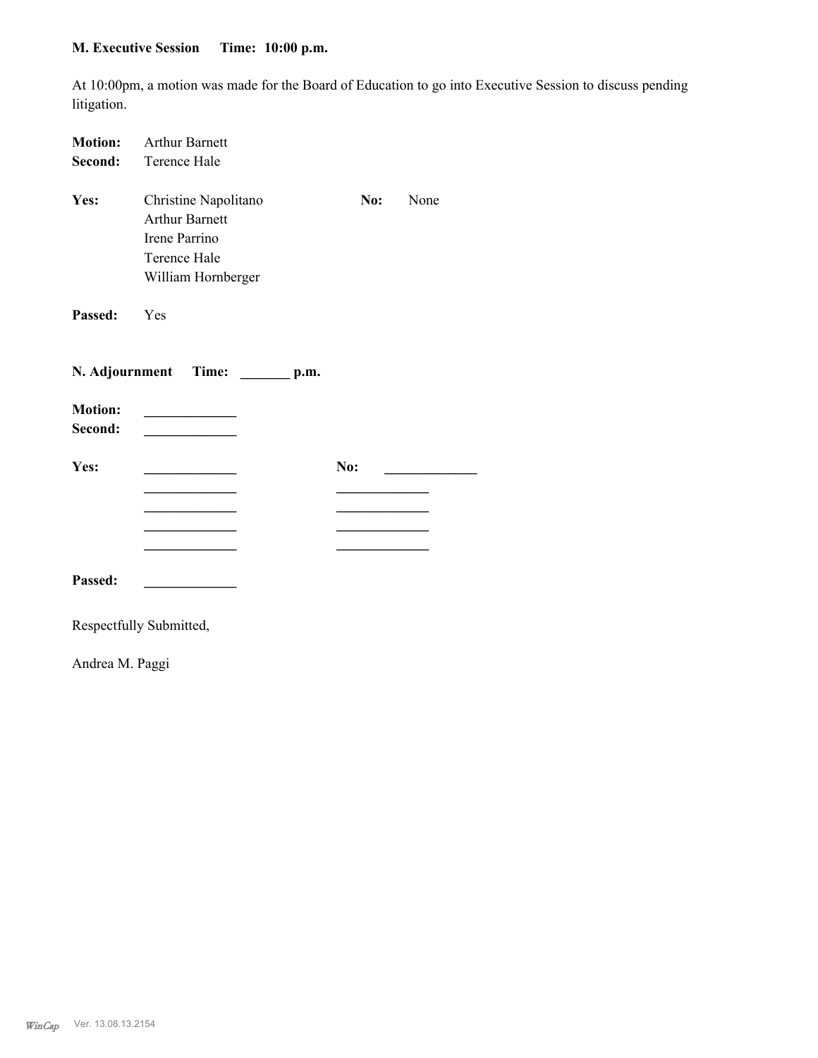**M. Executive Session Time: 10:00 p.m.**

At 10:00pm, a motion was made for the Board of Education to go into Executive Session to discuss pending litigation.

**Motion:** Arthur Barnett
**Second:** Terence Hale

| | | | |
|---|---|---|---|
| **Yes:** | Christine Napolitano | **No:** | None |
| | Arthur Barnett | | |
| | Irene Parrino | | |
| | Terence Hale | | |
| | William Hornberger | | |

**Passed:** Yes

**N. Adjournment Time: _______ p.m.**

**Motion:** _____________
**Second:** _____________

| | | | |
|---|---|---|---|
| **Yes:** | _____________ | **No:** | _____________ |
| | _____________ | _____________ | |
| | _____________ | _____________ | |
| | _____________ | _____________ | |
| | _____________ | _____________ | |

**Passed:** _____________

Respectfully Submitted,

Andrea M. Paggi